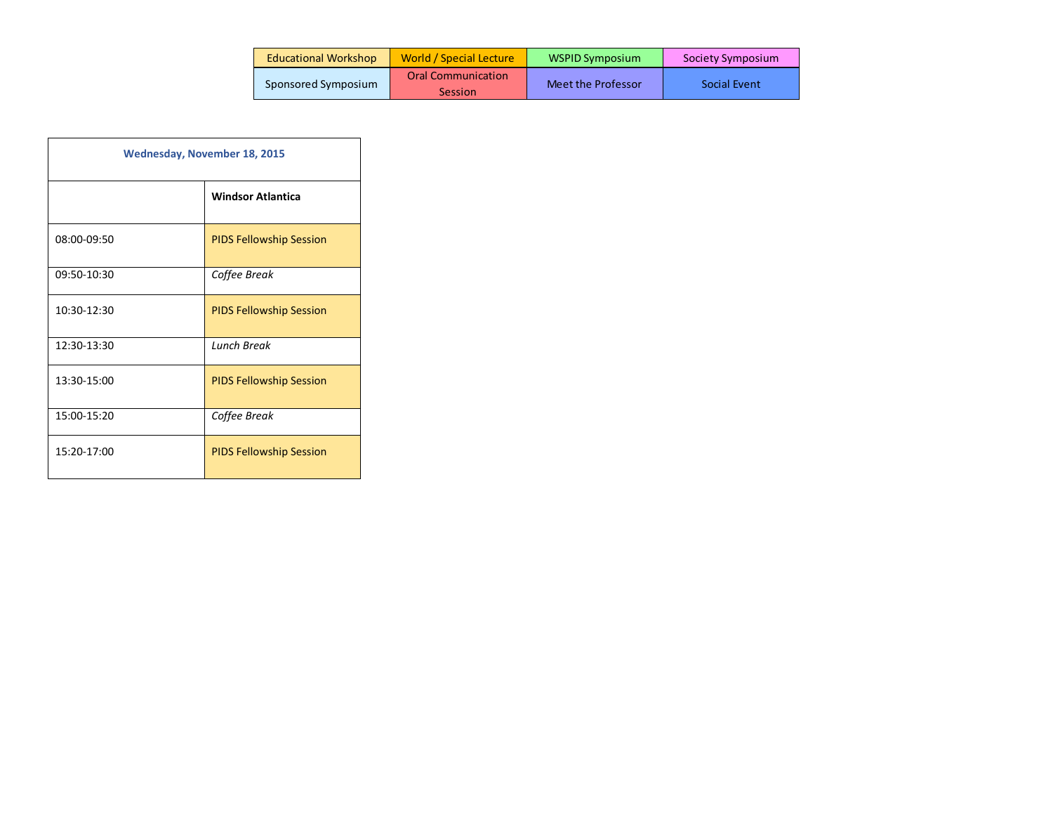| Educational Workshop | World / Special Lecture | WSPID Symposium | Society Symposium |
| --- | --- | --- | --- |
| Sponsored Symposium | Oral Communication Session | Meet the Professor | Social Event |

| Wednesday, November 18, 2015 | |
| --- | --- |
| | **Windsor Atlantica** |
| 08:00-09:50 | PIDS Fellowship Session |
| 09:50-10:30 | *Coffee Break* |
| 10:30-12:30 | PIDS Fellowship Session |
| 12:30-13:30 | *Lunch Break* |
| 13:30-15:00 | PIDS Fellowship Session |
| 15:00-15:20 | *Coffee Break* |
| 15:20-17:00 | PIDS Fellowship Session |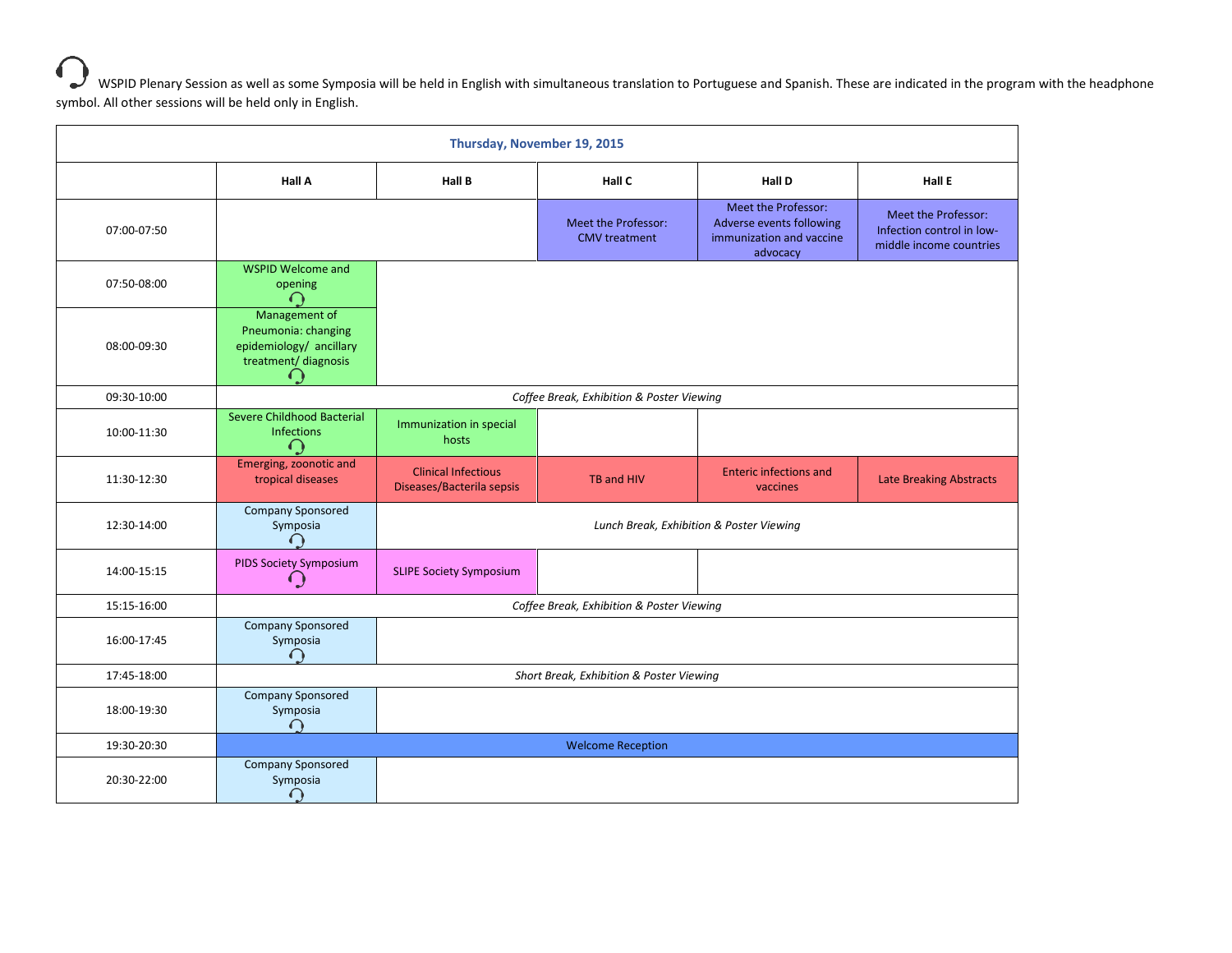🎧 WSPID Plenary Session as well as some Symposia will be held in English with simultaneous translation to Portuguese and Spanish. These are indicated in the program with the headphone symbol. All other sessions will be held only in English.

| Thursday, November 19, 2015 | | | | | |
|---|---|---|---|---|---|
| | **Hall A** | **Hall B** | **Hall C** | **Hall D** | **Hall E** |
| 07:00-07:50 | | | Meet the Professor: CMV treatment | Meet the Professor: Adverse events following immunization and vaccine advocacy | Meet the Professor: Infection control in low-middle income countries |
| 07:50-08:00 | WSPID Welcome and opening 🎧 | | | | |
| 08:00-09:30 | Management of Pneumonia: changing epidemiology/ ancillary treatment/ diagnosis 🎧 | | | | |
| 09:30-10:00 | *Coffee Break, Exhibition & Poster Viewing* | | | | |
| 10:00-11:30 | Severe Childhood Bacterial Infections 🎧 | Immunization in special hosts | | | |
| 11:30-12:30 | Emerging, zoonotic and tropical diseases | Clinical Infectious Diseases/Bacterila sepsis | TB and HIV | Enteric infections and vaccines | Late Breaking Abstracts |
| 12:30-14:00 | Company Sponsored Symposia 🎧 | *Lunch Break, Exhibition & Poster Viewing* | | | |
| 14:00-15:15 | PIDS Society Symposium 🎧 | SLIPE Society Symposium | | | |
| 15:15-16:00 | *Coffee Break, Exhibition & Poster Viewing* | | | | |
| 16:00-17:45 | Company Sponsored Symposia 🎧 | | | | |
| 17:45-18:00 | *Short Break, Exhibition & Poster Viewing* | | | | |
| 18:00-19:30 | Company Sponsored Symposia 🎧 | | | | |
| 19:30-20:30 | Welcome Reception | | | | |
| 20:30-22:00 | Company Sponsored Symposia 🎧 | | | | |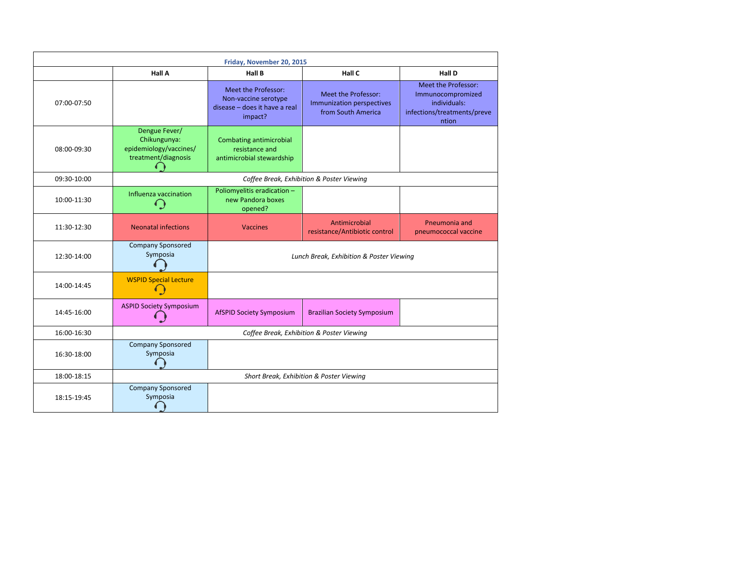| Friday, November 20, 2015 | | | | |
|---|---|---|---|---|
| | **Hall A** | **Hall B** | **Hall C** | **Hall D** |
| 07:00-07:50 | | Meet the Professor: Non-vaccine serotype disease – does it have a real impact? | Meet the Professor: Immunization perspectives from South America | Meet the Professor: Immunocompromized individuals: infections/treatments/prevention |
| 08:00-09:30 | Dengue Fever/ Chikungunya: epidemiology/vaccines/ treatment/diagnosis | Combating antimicrobial resistance and antimicrobial stewardship | | |
| 09:30-10:00 | *Coffee Break, Exhibition & Poster Viewing* | | | |
| 10:00-11:30 | Influenza vaccination | Poliomyelitis eradication – new Pandora boxes opened? | | |
| 11:30-12:30 | Neonatal infections | Vaccines | Antimicrobial resistance/Antibiotic control | Pneumonia and pneumococcal vaccine |
| 12:30-14:00 | Company Sponsored Symposia | *Lunch Break, Exhibition & Poster Viewing* | | |
| 14:00-14:45 | WSPID Special Lecture | | | |
| 14:45-16:00 | ASPID Society Symposium | AfSPID Society Symposium | Brazilian Society Symposium | |
| 16:00-16:30 | *Coffee Break, Exhibition & Poster Viewing* | | | |
| 16:30-18:00 | Company Sponsored Symposia | | | |
| 18:00-18:15 | *Short Break, Exhibition & Poster Viewing* | | | |
| 18:15-19:45 | Company Sponsored Symposia | | | |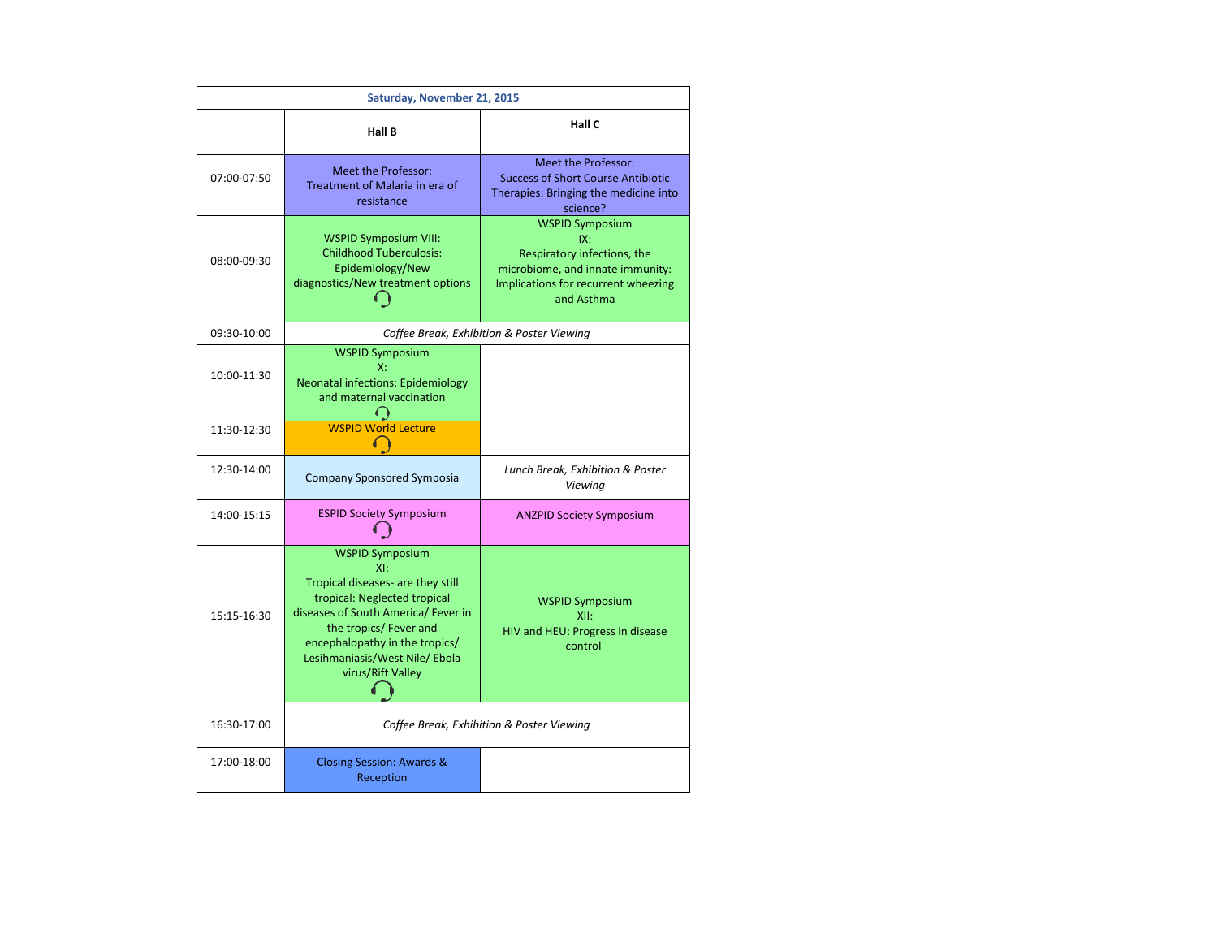| Saturday, November 21, 2015 | | |
|---|---|---|
| | Hall B | Hall C |
| 07:00-07:50 | Meet the Professor: Treatment of Malaria in era of resistance | Meet the Professor: Success of Short Course Antibiotic Therapies: Bringing the medicine into science? |
| 08:00-09:30 | WSPID Symposium VIII: Childhood Tuberculosis: Epidemiology/New diagnostics/New treatment options | WSPID Symposium IX: Respiratory infections, the microbiome, and innate immunity: Implications for recurrent wheezing and Asthma |
| 09:30-10:00 | *Coffee Break, Exhibition & Poster Viewing* | |
| 10:00-11:30 | WSPID Symposium X: Neonatal infections: Epidemiology and maternal vaccination | |
| 11:30-12:30 | WSPID World Lecture | |
| 12:30-14:00 | Company Sponsored Symposia | *Lunch Break, Exhibition & Poster Viewing* |
| 14:00-15:15 | ESPID Society Symposium | ANZPID Society Symposium |
| 15:15-16:30 | WSPID Symposium XI: Tropical diseases- are they still tropical: Neglected tropical diseases of South America/ Fever in the tropics/ Fever and encephalopathy in the tropics/ Lesihmaniasis/West Nile/ Ebola virus/Rift Valley | WSPID Symposium XII: HIV and HEU: Progress in disease control |
| 16:30-17:00 | *Coffee Break, Exhibition & Poster Viewing* | |
| 17:00-18:00 | Closing Session: Awards & Reception | |